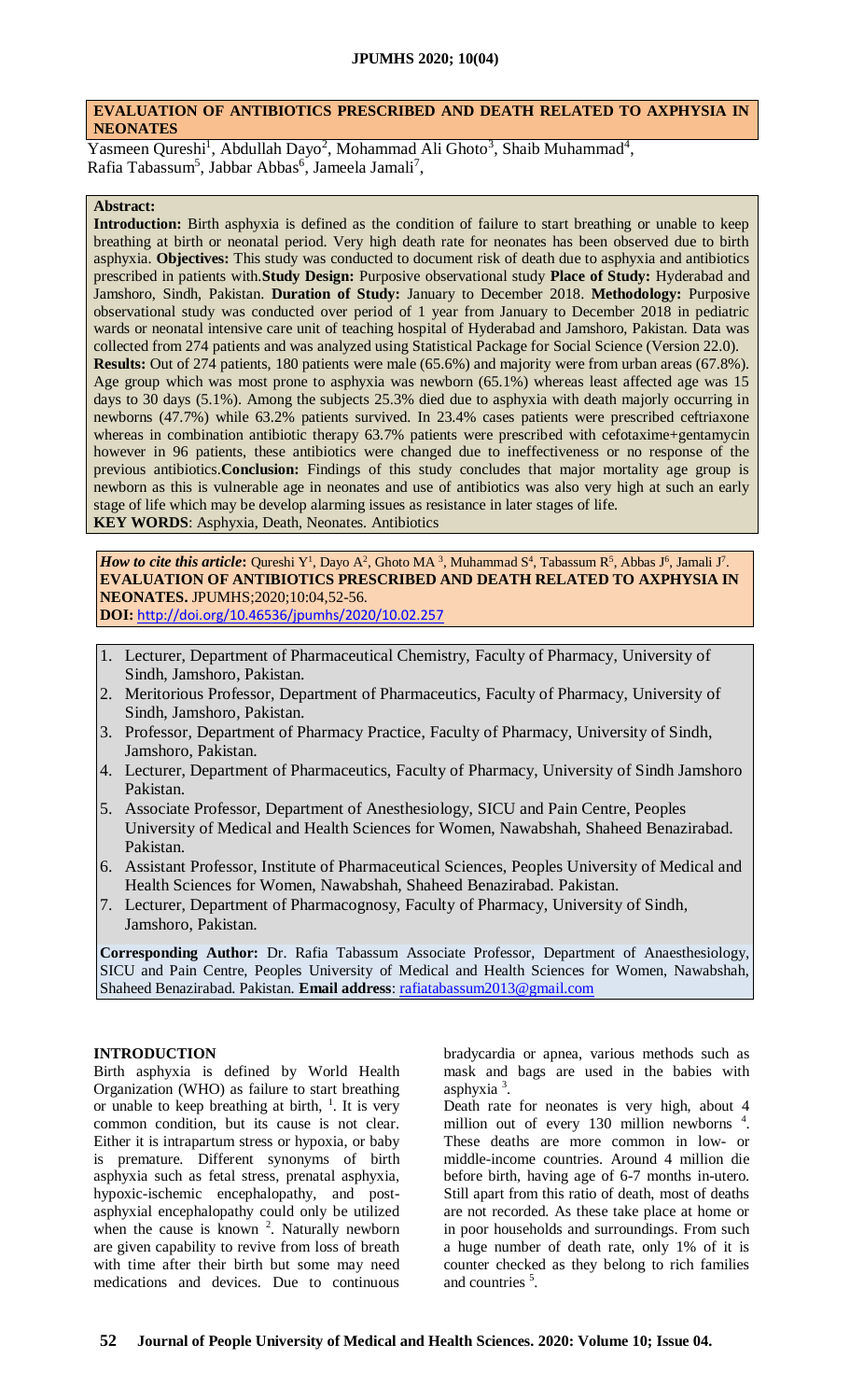# EVALUATION OF ANTIBIOTICS PRESCRIBED AND DEATH RELATED TO AXPHYSIA IN NEONATES

Yasmeen Qureshi[1], Abdullah Dayo[2], Mohammad Ali Ghoto[3], Shaib Muhammad[4], Rafia Tabassum[5], Jabbar Abbas[6], Jameela Jamali[7],

**Abstract:**

**Introduction:** Birth asphyxia is defined as the condition of failure to start breathing or unable to keep breathing at birth or neonatal period. Very high death rate for neonates has been observed due to birth asphyxia. **Objectives:** This study was conducted to document risk of death due to asphyxia and antibiotics prescribed in patients with. **Study Design:** Purposive observational study **Place of Study:** Hyderabad and Jamshoro, Sindh, Pakistan. **Duration of Study:** January to December 2018. **Methodology:** Purposive observational study was conducted over period of 1 year from January to December 2018 in pediatric wards or neonatal intensive care unit of teaching hospital of Hyderabad and Jamshoro, Pakistan. Data was collected from 274 patients and was analyzed using Statistical Package for Social Science (Version 22.0).

**Results:** Out of 274 patients, 180 patients were male (65.6%) and majority were from urban areas (67.8%). Age group which was most prone to asphyxia was newborn (65.1%) whereas least affected age was 15 days to 30 days (5.1%). Among the subjects 25.3% died due to asphyxia with death majorly occurring in newborns (47.7%) while 63.2% patients survived. In 23.4% cases patients were prescribed ceftriaxone whereas in combination antibiotic therapy 63.7% patients were prescribed with cefotaxime+gentamycin however in 96 patients, these antibiotics were changed due to ineffectiveness or no response of the previous antibiotics. **Conclusion:** Findings of this study concludes that major mortality age group is newborn as this is vulnerable age in neonates and use of antibiotics was also very high at such an early stage of life which may be develop alarming issues as resistance in later stages of life.

**KEY WORDS**: Asphyxia, Death, Neonates. Antibiotics

***How to cite this article*:** Qureshi Y[1], Dayo A[2], Ghoto MA [3], Muhammad S[4], Tabassum R[5], Abbas J[6], Jamali J[7]. **EVALUATION OF ANTIBIOTICS PRESCRIBED AND DEATH RELATED TO AXPHYSIA IN NEONATES.** JPUMHS;2020;10:04,52-56.
**DOI:** http://doi.org/10.46536/jpumhs/2020/10.02.257

1. Lecturer, Department of Pharmaceutical Chemistry, Faculty of Pharmacy, University of Sindh, Jamshoro, Pakistan.
2. Meritorious Professor, Department of Pharmaceutics, Faculty of Pharmacy, University of Sindh, Jamshoro, Pakistan.
3. Professor, Department of Pharmacy Practice, Faculty of Pharmacy, University of Sindh, Jamshoro, Pakistan.
4. Lecturer, Department of Pharmaceutics, Faculty of Pharmacy, University of Sindh Jamshoro Pakistan.
5. Associate Professor, Department of Anesthesiology, SICU and Pain Centre, Peoples University of Medical and Health Sciences for Women, Nawabshah, Shaheed Benazirabad. Pakistan.
6. Assistant Professor, Institute of Pharmaceutical Sciences, Peoples University of Medical and Health Sciences for Women, Nawabshah, Shaheed Benazirabad. Pakistan.
7. Lecturer, Department of Pharmacognosy, Faculty of Pharmacy, University of Sindh, Jamshoro, Pakistan.

**Corresponding Author:** Dr. Rafia Tabassum Associate Professor, Department of Anaesthesiology, SICU and Pain Centre, Peoples University of Medical and Health Sciences for Women, Nawabshah, Shaheed Benazirabad. Pakistan. **Email address**: rafiatabassum2013@gmail.com

## INTRODUCTION

Birth asphyxia is defined by World Health Organization (WHO) as failure to start breathing or unable to keep breathing at birth, [1]. It is very common condition, but its cause is not clear. Either it is intrapartum stress or hypoxia, or baby is premature. Different synonyms of birth asphyxia such as fetal stress, prenatal asphyxia, hypoxic-ischemic encephalopathy, and post-asphyxial encephalopathy could only be utilized when the cause is known [2]. Naturally newborn are given capability to revive from loss of breath with time after their birth but some may need medications and devices. Due to continuous bradycardia or apnea, various methods such as mask and bags are used in the babies with asphyxia [3].

Death rate for neonates is very high, about 4 million out of every 130 million newborns [4]. These deaths are more common in low- or middle-income countries. Around 4 million die before birth, having age of 6-7 months in-utero. Still apart from this ratio of death, most of deaths are not recorded. As these take place at home or in poor households and surroundings. From such a huge number of death rate, only 1% of it is counter checked as they belong to rich families and countries [5].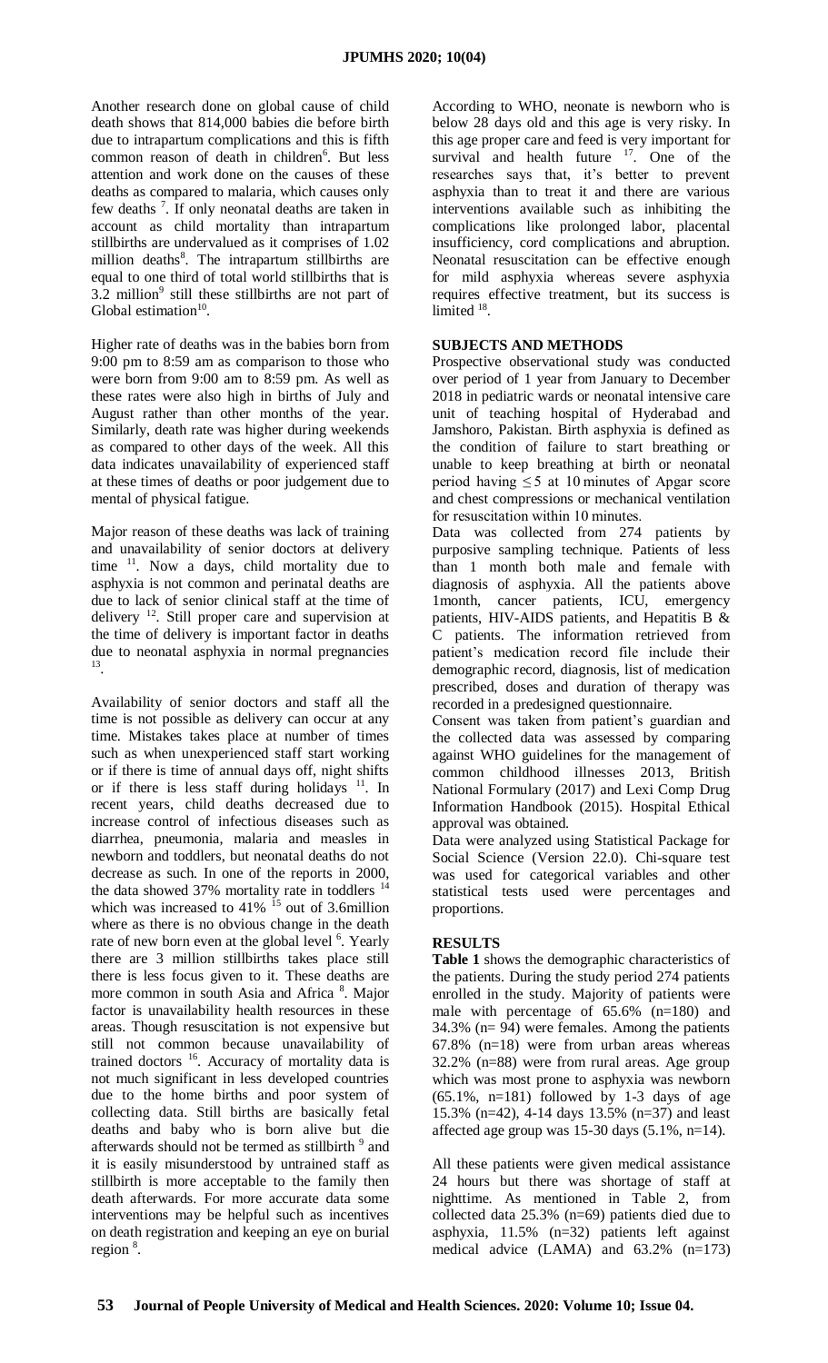Another research done on global cause of child death shows that 814,000 babies die before birth due to intrapartum complications and this is fifth common reason of death in children[6]. But less attention and work done on the causes of these deaths as compared to malaria, which causes only few deaths [7]. If only neonatal deaths are taken in account as child mortality than intrapartum stillbirths are undervalued as it comprises of 1.02 million deaths[8]. The intrapartum stillbirths are equal to one third of total world stillbirths that is 3.2 million[9] still these stillbirths are not part of Global estimation[10].

Higher rate of deaths was in the babies born from 9:00 pm to 8:59 am as comparison to those who were born from 9:00 am to 8:59 pm. As well as these rates were also high in births of July and August rather than other months of the year. Similarly, death rate was higher during weekends as compared to other days of the week. All this data indicates unavailability of experienced staff at these times of deaths or poor judgement due to mental of physical fatigue.

Major reason of these deaths was lack of training and unavailability of senior doctors at delivery time [11]. Now a days, child mortality due to asphyxia is not common and perinatal deaths are due to lack of senior clinical staff at the time of delivery [12]. Still proper care and supervision at the time of delivery is important factor in deaths due to neonatal asphyxia in normal pregnancies [13].

Availability of senior doctors and staff all the time is not possible as delivery can occur at any time. Mistakes takes place at number of times such as when unexperienced staff start working or if there is time of annual days off, night shifts or if there is less staff during holidays [11]. In recent years, child deaths decreased due to increase control of infectious diseases such as diarrhea, pneumonia, malaria and measles in newborn and toddlers, but neonatal deaths do not decrease as such. In one of the reports in 2000, the data showed 37% mortality rate in toddlers [14] which was increased to 41% [15] out of 3.6million where as there is no obvious change in the death rate of new born even at the global level [6]. Yearly there are 3 million stillbirths takes place still there is less focus given to it. These deaths are more common in south Asia and Africa [8]. Major factor is unavailability health resources in these areas. Though resuscitation is not expensive but still not common because unavailability of trained doctors [16]. Accuracy of mortality data is not much significant in less developed countries due to the home births and poor system of collecting data. Still births are basically fetal deaths and baby who is born alive but die afterwards should not be termed as stillbirth [9] and it is easily misunderstood by untrained staff as stillbirth is more acceptable to the family then death afterwards. For more accurate data some interventions may be helpful such as incentives on death registration and keeping an eye on burial region [8].

According to WHO, neonate is newborn who is below 28 days old and this age is very risky. In this age proper care and feed is very important for survival and health future [17]. One of the researches says that, it's better to prevent asphyxia than to treat it and there are various interventions available such as inhibiting the complications like prolonged labor, placental insufficiency, cord complications and abruption. Neonatal resuscitation can be effective enough for mild asphyxia whereas severe asphyxia requires effective treatment, but its success is limited [18].

## SUBJECTS AND METHODS

Prospective observational study was conducted over period of 1 year from January to December 2018 in pediatric wards or neonatal intensive care unit of teaching hospital of Hyderabad and Jamshoro, Pakistan. Birth asphyxia is defined as the condition of failure to start breathing or unable to keep breathing at birth or neonatal period having $\leq 5$ at 10 minutes of Apgar score and chest compressions or mechanical ventilation for resuscitation within 10 minutes.

Data was collected from 274 patients by purposive sampling technique. Patients of less than 1 month both male and female with diagnosis of asphyxia. All the patients above 1month, cancer patients, ICU, emergency patients, HIV-AIDS patients, and Hepatitis B & C patients. The information retrieved from patient's medication record file include their demographic record, diagnosis, list of medication prescribed, doses and duration of therapy was recorded in a predesigned questionnaire.

Consent was taken from patient's guardian and the collected data was assessed by comparing against WHO guidelines for the management of common childhood illnesses 2013, British National Formulary (2017) and Lexi Comp Drug Information Handbook (2015). Hospital Ethical approval was obtained.

Data were analyzed using Statistical Package for Social Science (Version 22.0). Chi-square test was used for categorical variables and other statistical tests used were percentages and proportions.

## RESULTS

**Table 1** shows the demographic characteristics of the patients. During the study period 274 patients enrolled in the study. Majority of patients were male with percentage of 65.6% (n=180) and 34.3% (n= 94) were females. Among the patients 67.8% (n=18) were from urban areas whereas 32.2% (n=88) were from rural areas. Age group which was most prone to asphyxia was newborn (65.1%, n=181) followed by 1-3 days of age 15.3% (n=42), 4-14 days 13.5% (n=37) and least affected age group was 15-30 days (5.1%, n=14).

All these patients were given medical assistance 24 hours but there was shortage of staff at nighttime. As mentioned in Table 2, from collected data 25.3% (n=69) patients died due to asphyxia, 11.5% (n=32) patients left against medical advice (LAMA) and 63.2% (n=173)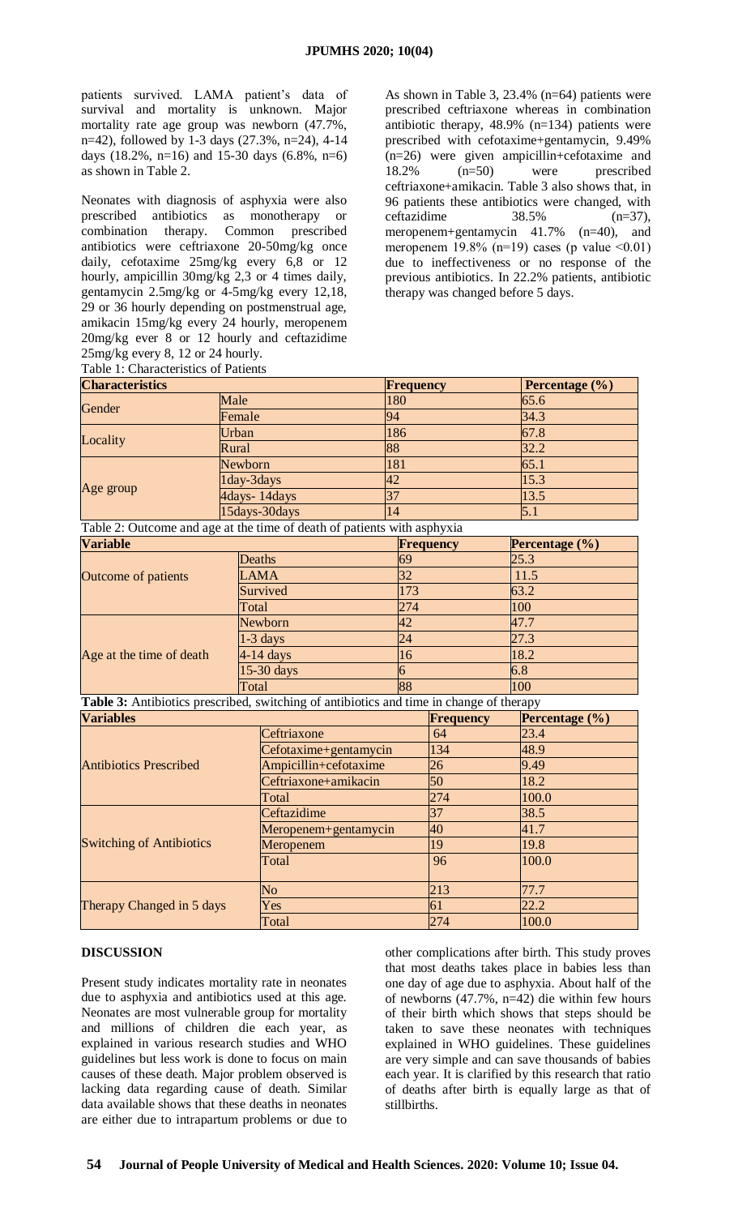patients survived. LAMA patient's data of survival and mortality is unknown. Major mortality rate age group was newborn (47.7%, n=42), followed by 1-3 days (27.3%, n=24), 4-14 days (18.2%, n=16) and 15-30 days (6.8%, n=6) as shown in Table 2.

Neonates with diagnosis of asphyxia were also prescribed antibiotics as monotherapy or combination therapy. Common prescribed antibiotics were ceftriaxone 20-50mg/kg once daily, cefotaxime 25mg/kg every 6,8 or 12 hourly, ampicillin 30mg/kg 2,3 or 4 times daily, gentamycin 2.5mg/kg or 4-5mg/kg every 12,18, 29 or 36 hourly depending on postmenstrual age, amikacin 15mg/kg every 24 hourly, meropenem 20mg/kg ever 8 or 12 hourly and ceftazidime 25mg/kg every 8, 12 or 24 hourly.

As shown in Table 3, 23.4% (n=64) patients were prescribed ceftriaxone whereas in combination antibiotic therapy, 48.9% (n=134) patients were prescribed with cefotaxime+gentamycin, 9.49% (n=26) were given ampicillin+cefotaxime and 18.2% (n=50) were prescribed ceftriaxone+amikacin. Table 3 also shows that, in 96 patients these antibiotics were changed, with ceftazidime 38.5% (n=37), meropenem+gentamycin 41.7% (n=40), and meropenem 19.8% (n=19) cases (p value <0.01) due to ineffectiveness or no response of the previous antibiotics. In 22.2% patients, antibiotic therapy was changed before 5 days.

Table 1: Characteristics of Patients

| Characteristics | | Frequency | Percentage (%) |
|---|---|---|---|
| Gender | Male | 180 | 65.6 |
| | Female | 94 | 34.3 |
| Locality | Urban | 186 | 67.8 |
| | Rural | 88 | 32.2 |
| Age group | Newborn | 181 | 65.1 |
| | 1day-3days | 42 | 15.3 |
| | 4days- 14days | 37 | 13.5 |
| | 15days-30days | 14 | 5.1 |

Table 2: Outcome and age at the time of death of patients with asphyxia

| Variable | | Frequency | Percentage (%) |
|---|---|---|---|
| Outcome of patients | Deaths | 69 | 25.3 |
| | LAMA | 32 | 11.5 |
| | Survived | 173 | 63.2 |
| | Total | 274 | 100 |
| Age at the time of death | Newborn | 42 | 47.7 |
| | 1-3 days | 24 | 27.3 |
| | 4-14 days | 16 | 18.2 |
| | 15-30 days | 6 | 6.8 |
| | Total | 88 | 100 |

**Table 3:** Antibiotics prescribed, switching of antibiotics and time in change of therapy

| Variables | | Frequency | Percentage (%) |
|---|---|---|---|
| Antibiotics Prescribed | Ceftriaxone | 64 | 23.4 |
| | Cefotaxime+gentamycin | 134 | 48.9 |
| | Ampicillin+cefotaxime | 26 | 9.49 |
| | Ceftriaxone+amikacin | 50 | 18.2 |
| | Total | 274 | 100.0 |
| Switching of Antibiotics | Ceftazidime | 37 | 38.5 |
| | Meropenem+gentamycin | 40 | 41.7 |
| | Meropenem | 19 | 19.8 |
| | Total | 96 | 100.0 |
| Therapy Changed in 5 days | No | 213 | 77.7 |
| | Yes | 61 | 22.2 |
| | Total | 274 | 100.0 |

## DISCUSSION

Present study indicates mortality rate in neonates due to asphyxia and antibiotics used at this age. Neonates are most vulnerable group for mortality and millions of children die each year, as explained in various research studies and WHO guidelines but less work is done to focus on main causes of these death. Major problem observed is lacking data regarding cause of death. Similar data available shows that these deaths in neonates are either due to intrapartum problems or due to other complications after birth. This study proves that most deaths takes place in babies less than one day of age due to asphyxia. About half of the of newborns (47.7%, n=42) die within few hours of their birth which shows that steps should be taken to save these neonates with techniques explained in WHO guidelines. These guidelines are very simple and can save thousands of babies each year. It is clarified by this research that ratio of deaths after birth is equally large as that of stillbirths.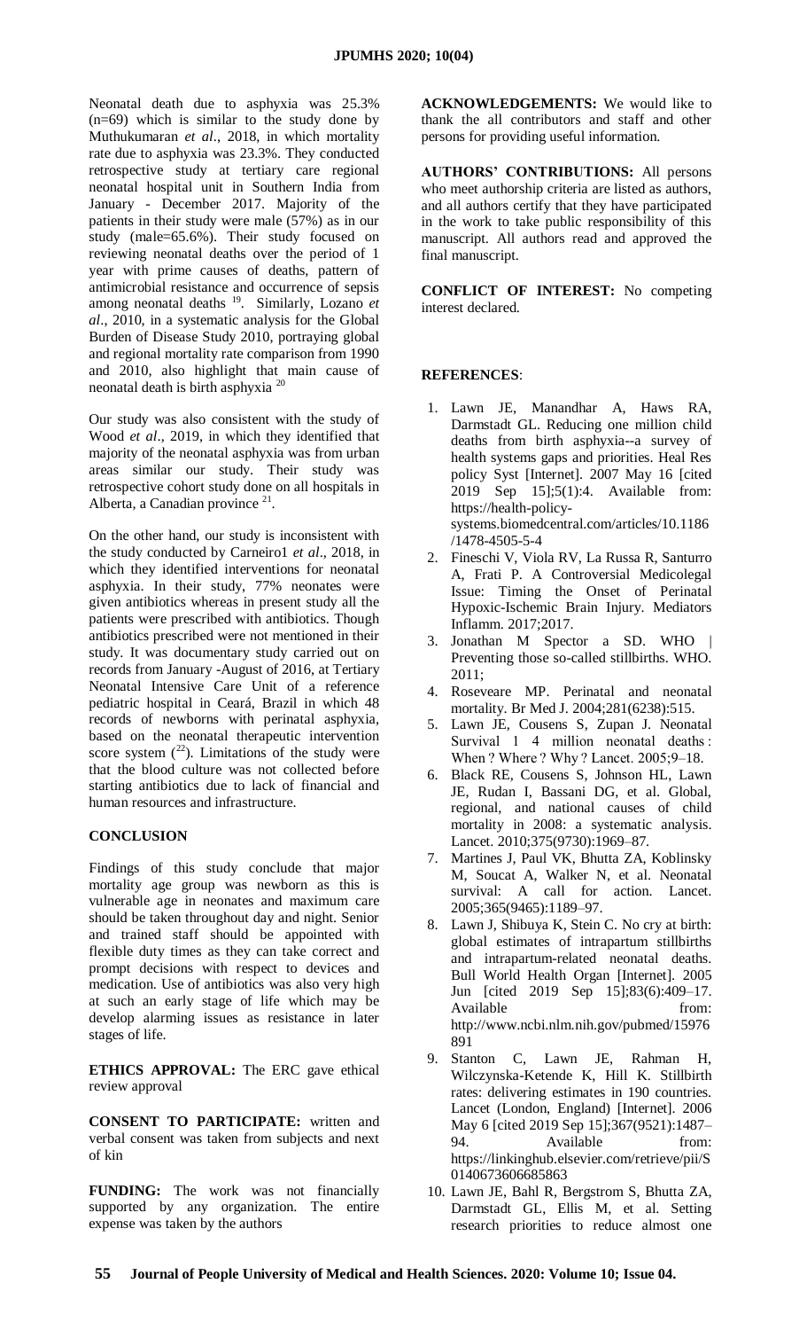Neonatal death due to asphyxia was 25.3% (n=69) which is similar to the study done by Muthukumaran *et al*., 2018, in which mortality rate due to asphyxia was 23.3%. They conducted retrospective study at tertiary care regional neonatal hospital unit in Southern India from January - December 2017. Majority of the patients in their study were male (57%) as in our study (male=65.6%). Their study focused on reviewing neonatal deaths over the period of 1 year with prime causes of deaths, pattern of antimicrobial resistance and occurrence of sepsis among neonatal deaths [19]. Similarly, Lozano *et al*., 2010, in a systematic analysis for the Global Burden of Disease Study 2010, portraying global and regional mortality rate comparison from 1990 and 2010, also highlight that main cause of neonatal death is birth asphyxia [20]

Our study was also consistent with the study of Wood *et al*., 2019, in which they identified that majority of the neonatal asphyxia was from urban areas similar our study. Their study was retrospective cohort study done on all hospitals in Alberta, a Canadian province [21].

On the other hand, our study is inconsistent with the study conducted by Carneiro1 *et al*., 2018, in which they identified interventions for neonatal asphyxia. In their study, 77% neonates were given antibiotics whereas in present study all the patients were prescribed with antibiotics. Though antibiotics prescribed were not mentioned in their study. It was documentary study carried out on records from January -August of 2016, at Tertiary Neonatal Intensive Care Unit of a reference pediatric hospital in Ceará, Brazil in which 48 records of newborns with perinatal asphyxia, based on the neonatal therapeutic intervention score system ([22]). Limitations of the study were that the blood culture was not collected before starting antibiotics due to lack of financial and human resources and infrastructure.

## CONCLUSION

Findings of this study conclude that major mortality age group was newborn as this is vulnerable age in neonates and maximum care should be taken throughout day and night. Senior and trained staff should be appointed with flexible duty times as they can take correct and prompt decisions with respect to devices and medication. Use of antibiotics was also very high at such an early stage of life which may be develop alarming issues as resistance in later stages of life.

**ETHICS APPROVAL:** The ERC gave ethical review approval

**CONSENT TO PARTICIPATE:** written and verbal consent was taken from subjects and next of kin

**FUNDING:** The work was not financially supported by any organization. The entire expense was taken by the authors

**ACKNOWLEDGEMENTS:** We would like to thank the all contributors and staff and other persons for providing useful information.

**AUTHORS' CONTRIBUTIONS:** All persons who meet authorship criteria are listed as authors, and all authors certify that they have participated in the work to take public responsibility of this manuscript. All authors read and approved the final manuscript.

**CONFLICT OF INTEREST:** No competing interest declared.

## REFERENCES:

1. Lawn JE, Manandhar A, Haws RA, Darmstadt GL. Reducing one million child deaths from birth asphyxia--a survey of health systems gaps and priorities. Heal Res policy Syst [Internet]. 2007 May 16 [cited 2019 Sep 15];5(1):4. Available from: https://health-policy-systems.biomedcentral.com/articles/10.1186/1478-4505-5-4
2. Fineschi V, Viola RV, La Russa R, Santurro A, Frati P. A Controversial Medicolegal Issue: Timing the Onset of Perinatal Hypoxic-Ischemic Brain Injury. Mediators Inflamm. 2017;2017.
3. Jonathan M Spector a SD. WHO | Preventing those so-called stillbirths. WHO. 2011;
4. Roseveare MP. Perinatal and neonatal mortality. Br Med J. 2004;281(6238):515.
5. Lawn JE, Cousens S, Zupan J. Neonatal Survival 1 4 million neonatal deaths : When ? Where ? Why ? Lancet. 2005;9–18.
6. Black RE, Cousens S, Johnson HL, Lawn JE, Rudan I, Bassani DG, et al. Global, regional, and national causes of child mortality in 2008: a systematic analysis. Lancet. 2010;375(9730):1969–87.
7. Martines J, Paul VK, Bhutta ZA, Koblinsky M, Soucat A, Walker N, et al. Neonatal survival: A call for action. Lancet. 2005;365(9465):1189–97.
8. Lawn J, Shibuya K, Stein C. No cry at birth: global estimates of intrapartum stillbirths and intrapartum-related neonatal deaths. Bull World Health Organ [Internet]. 2005 Jun [cited 2019 Sep 15];83(6):409–17. Available from: http://www.ncbi.nlm.nih.gov/pubmed/15976891
9. Stanton C, Lawn JE, Rahman H, Wilczynska-Ketende K, Hill K. Stillbirth rates: delivering estimates in 190 countries. Lancet (London, England) [Internet]. 2006 May 6 [cited 2019 Sep 15];367(9521):1487–94. Available from: https://linkinghub.elsevier.com/retrieve/pii/S0140673606685863
10. Lawn JE, Bahl R, Bergstrom S, Bhutta ZA, Darmstadt GL, Ellis M, et al. Setting research priorities to reduce almost one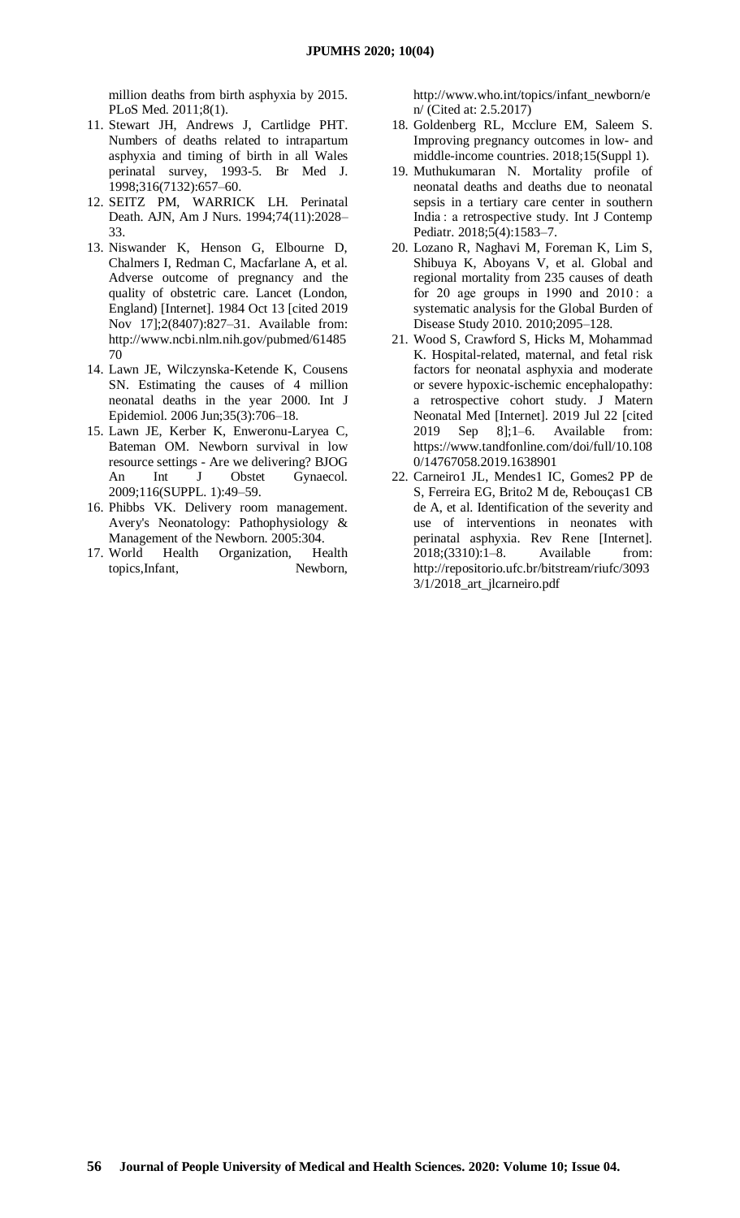million deaths from birth asphyxia by 2015. PLoS Med. 2011;8(1).

11. Stewart JH, Andrews J, Cartlidge PHT. Numbers of deaths related to intrapartum asphyxia and timing of birth in all Wales perinatal survey, 1993-5. Br Med J. 1998;316(7132):657–60.
12. SEITZ PM, WARRICK LH. Perinatal Death. AJN, Am J Nurs. 1994;74(11):2028–33.
13. Niswander K, Henson G, Elbourne D, Chalmers I, Redman C, Macfarlane A, et al. Adverse outcome of pregnancy and the quality of obstetric care. Lancet (London, England) [Internet]. 1984 Oct 13 [cited 2019 Nov 17];2(8407):827–31. Available from: http://www.ncbi.nlm.nih.gov/pubmed/6148570
14. Lawn JE, Wilczynska-Ketende K, Cousens SN. Estimating the causes of 4 million neonatal deaths in the year 2000. Int J Epidemiol. 2006 Jun;35(3):706–18.
15. Lawn JE, Kerber K, Enweronu-Laryea C, Bateman OM. Newborn survival in low resource settings - Are we delivering? BJOG An Int J Obstet Gynaecol. 2009;116(SUPPL. 1):49–59.
16. Phibbs VK. Delivery room management. Avery's Neonatology: Pathophysiology & Management of the Newborn. 2005:304.
17. World Health Organization, Health topics,Infant, Newborn, http://www.who.int/topics/infant_newborn/en/ (Cited at: 2.5.2017)
18. Goldenberg RL, Mcclure EM, Saleem S. Improving pregnancy outcomes in low- and middle-income countries. 2018;15(Suppl 1).
19. Muthukumaran N. Mortality profile of neonatal deaths and deaths due to neonatal sepsis in a tertiary care center in southern India : a retrospective study. Int J Contemp Pediatr. 2018;5(4):1583–7.
20. Lozano R, Naghavi M, Foreman K, Lim S, Shibuya K, Aboyans V, et al. Global and regional mortality from 235 causes of death for 20 age groups in 1990 and 2010 : a systematic analysis for the Global Burden of Disease Study 2010. 2010;2095–128.
21. Wood S, Crawford S, Hicks M, Mohammad K. Hospital-related, maternal, and fetal risk factors for neonatal asphyxia and moderate or severe hypoxic-ischemic encephalopathy: a retrospective cohort study. J Matern Neonatal Med [Internet]. 2019 Jul 22 [cited 2019 Sep 8];1–6. Available from: https://www.tandfonline.com/doi/full/10.1080/14767058.2019.1638901
22. Carneiro1 JL, Mendes1 IC, Gomes2 PP de S, Ferreira EG, Brito2 M de, Rebouças1 CB de A, et al. Identification of the severity and use of interventions in neonates with perinatal asphyxia. Rev Rene [Internet]. 2018;(3310):1–8. Available from: http://repositorio.ufc.br/bitstream/riufc/30933/1/2018_art_jlcarneiro.pdf